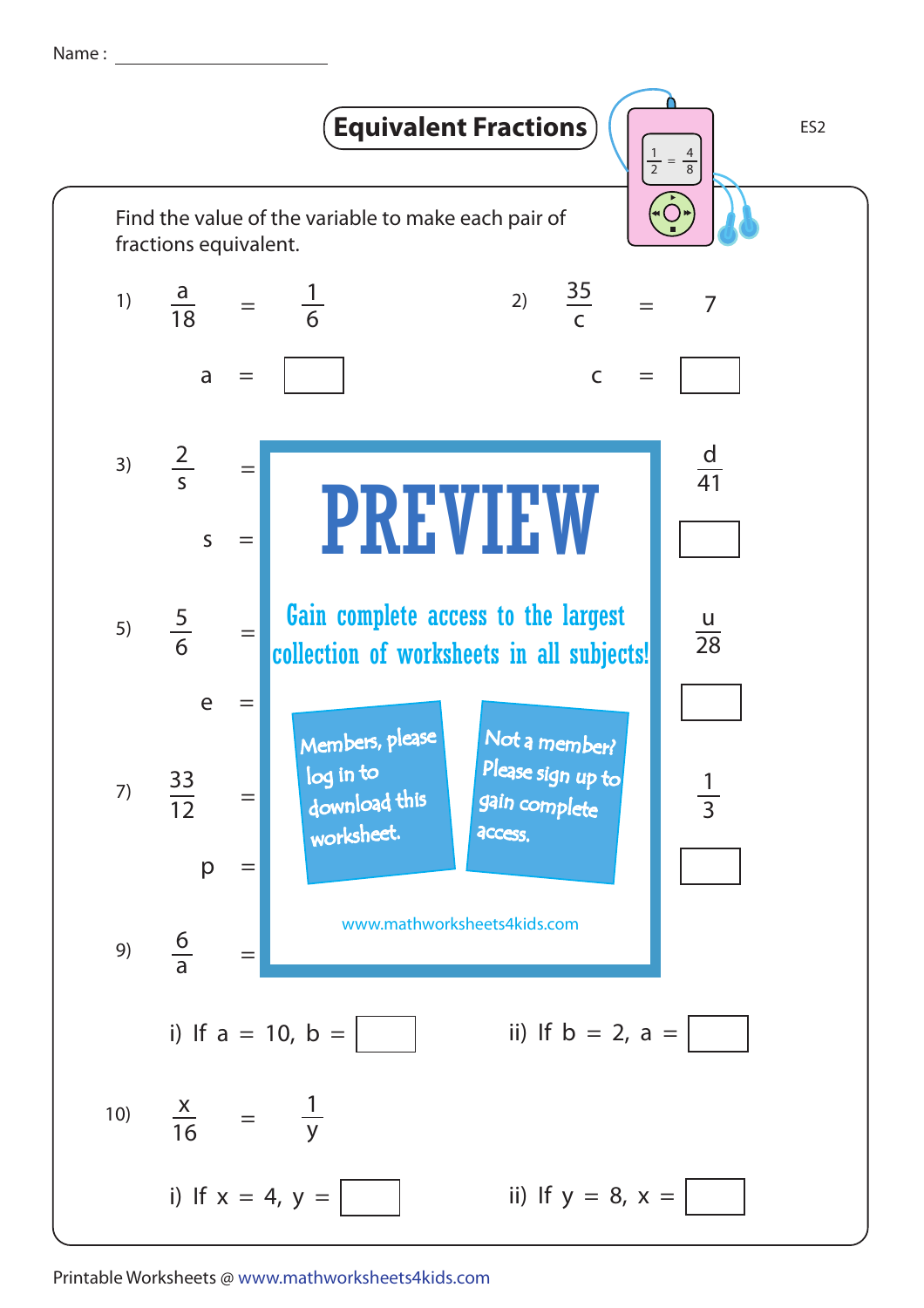Name : ____________________

# Equivalent Fractions

ES2

Find the value of the variable to make each pair of fractions equivalent.

1) $\frac{a}{18} = \frac{1}{6}$

$a = $ ☐

2) $\frac{35}{c} = 7$

$c = $ ☐

3) $\frac{2}{s} =$

$s = $ ☐

$\frac{d}{41}$

☐

5) $\frac{5}{6} =$

$e = $ ☐

$\frac{u}{28}$

☐

7) $\frac{33}{12} =$

$p = $ ☐

$\frac{1}{3}$

☐

9) $\frac{6}{a} =$

i) If $a = 10$, $b = $ ☐

ii) If $b = 2$, $a = $ ☐

10) $\frac{x}{16} = \frac{1}{y}$

i) If $x = 4$, $y = $ ☐

ii) If $y = 8$, $x = $ ☐

PREVIEW

Gain complete access to the largest collection of worksheets in all subjects!

Members, please log in to download this worksheet.

Not a member? Please sign up to gain complete access.

www.mathworksheets4kids.com

Printable Worksheets @ www.mathworksheets4kids.com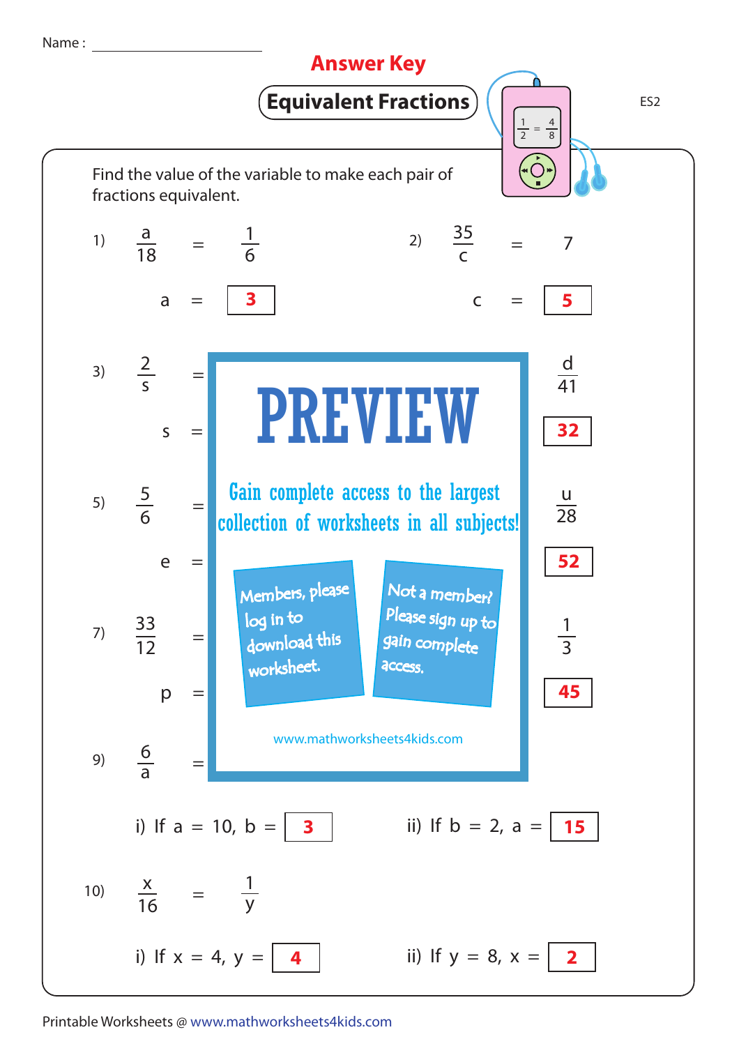Name : ____________________

**Answer Key**

# Equivalent Fractions

ES2

Find the value of the variable to make each pair of fractions equivalent.

1) $\frac{a}{18} = \frac{1}{6}$

a = **3**

2) $\frac{35}{c} = 7$

c = **5**

3) $\frac{2}{s} =$

s =

$\frac{d}{41}$

**32**

5) $\frac{5}{6} =$

e =

$\frac{u}{28}$

**52**

7) $\frac{33}{12} =$

p =

$\frac{1}{3}$

**45**

9) $\frac{6}{a} =$

i) If a = 10, b = **3**

ii) If b = 2, a = **15**

10) $\frac{x}{16} = \frac{1}{y}$

i) If x = 4, y = **4**

ii) If y = 8, x = **2**

PREVIEW

Gain complete access to the largest collection of worksheets in all subjects!

Members, please log in to download this worksheet.

Not a member? Please sign up to gain complete access.

www.mathworksheets4kids.com

Printable Worksheets @ www.mathworksheets4kids.com